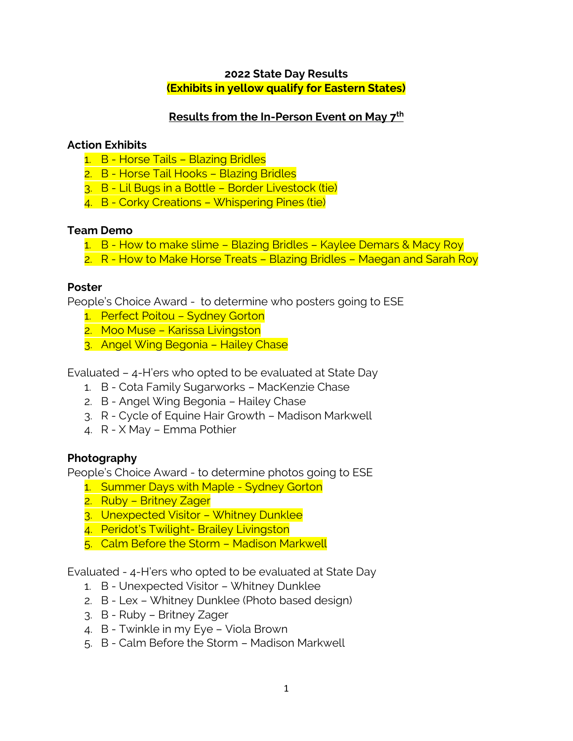**2022 State Day Results**
**(Exhibits in yellow qualify for Eastern States)**

**Results from the In-Person Event on May 7th**

**Action Exhibits**

1. B - Horse Tails – Blazing Bridles
2. B - Horse Tail Hooks – Blazing Bridles
3. B - Lil Bugs in a Bottle – Border Livestock (tie)
4. B - Corky Creations – Whispering Pines (tie)

**Team Demo**

1. B - How to make slime – Blazing Bridles – Kaylee Demars & Macy Roy
2. R - How to Make Horse Treats – Blazing Bridles – Maegan and Sarah Roy

**Poster**

People's Choice Award - to determine who posters going to ESE

1. Perfect Poitou – Sydney Gorton
2. Moo Muse – Karissa Livingston
3. Angel Wing Begonia – Hailey Chase

Evaluated – 4-H'ers who opted to be evaluated at State Day

1. B - Cota Family Sugarworks – MacKenzie Chase
2. B - Angel Wing Begonia – Hailey Chase
3. R - Cycle of Equine Hair Growth – Madison Markwell
4. R - X May – Emma Pothier

**Photography**

People's Choice Award - to determine photos going to ESE

1. Summer Days with Maple - Sydney Gorton
2. Ruby – Britney Zager
3. Unexpected Visitor – Whitney Dunklee
4. Peridot's Twilight- Brailey Livingston
5. Calm Before the Storm – Madison Markwell

Evaluated - 4-H'ers who opted to be evaluated at State Day

1. B - Unexpected Visitor – Whitney Dunklee
2. B - Lex – Whitney Dunklee (Photo based design)
3. B - Ruby – Britney Zager
4. B - Twinkle in my Eye – Viola Brown
5. B - Calm Before the Storm – Madison Markwell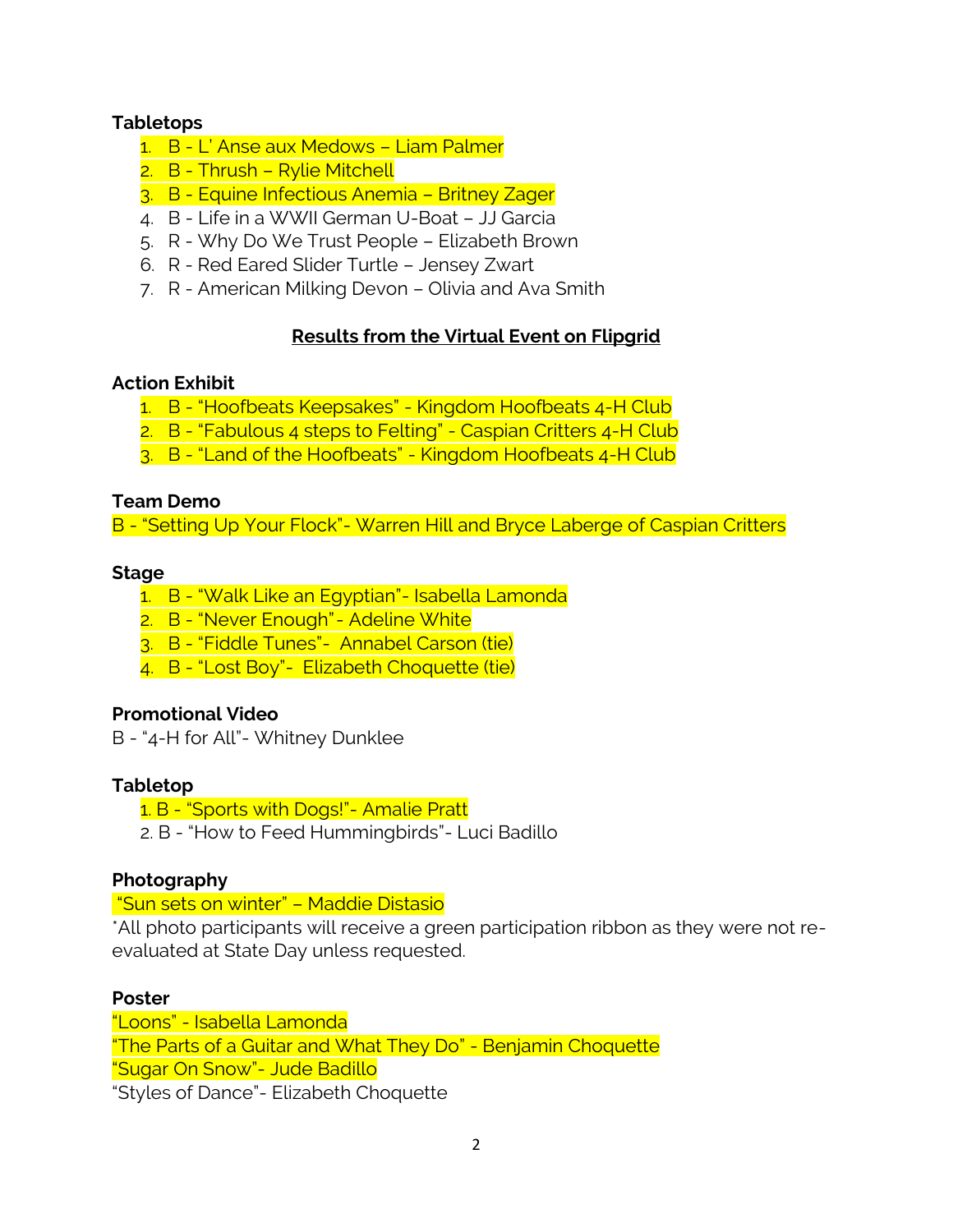**Tabletops**

1. B - L' Anse aux Medows – Liam Palmer
2. B - Thrush – Rylie Mitchell
3. B - Equine Infectious Anemia – Britney Zager
4. B - Life in a WWII German U-Boat – JJ Garcia
5. R - Why Do We Trust People – Elizabeth Brown
6. R - Red Eared Slider Turtle – Jensey Zwart
7. R - American Milking Devon – Olivia and Ava Smith

**Results from the Virtual Event on Flipgrid**

**Action Exhibit**

1. B - "Hoofbeats Keepsakes" - Kingdom Hoofbeats 4-H Club
2. B - "Fabulous 4 steps to Felting" - Caspian Critters 4-H Club
3. B - "Land of the Hoofbeats" - Kingdom Hoofbeats 4-H Club

**Team Demo**

B - "Setting Up Your Flock"- Warren Hill and Bryce Laberge of Caspian Critters

**Stage**

1. B - "Walk Like an Egyptian"- Isabella Lamonda
2. B - "Never Enough"- Adeline White
3. B - "Fiddle Tunes"- Annabel Carson (tie)
4. B - "Lost Boy"- Elizabeth Choquette (tie)

**Promotional Video**

B - "4-H for All"- Whitney Dunklee

**Tabletop**

1. B - "Sports with Dogs!"- Amalie Pratt
2. B - "How to Feed Hummingbirds"- Luci Badillo

**Photography**

"Sun sets on winter" – Maddie Distasio

*All photo participants will receive a green participation ribbon as they were not re-evaluated at State Day unless requested.

**Poster**

"Loons" - Isabella Lamonda
"The Parts of a Guitar and What They Do" - Benjamin Choquette
"Sugar On Snow"- Jude Badillo
"Styles of Dance"- Elizabeth Choquette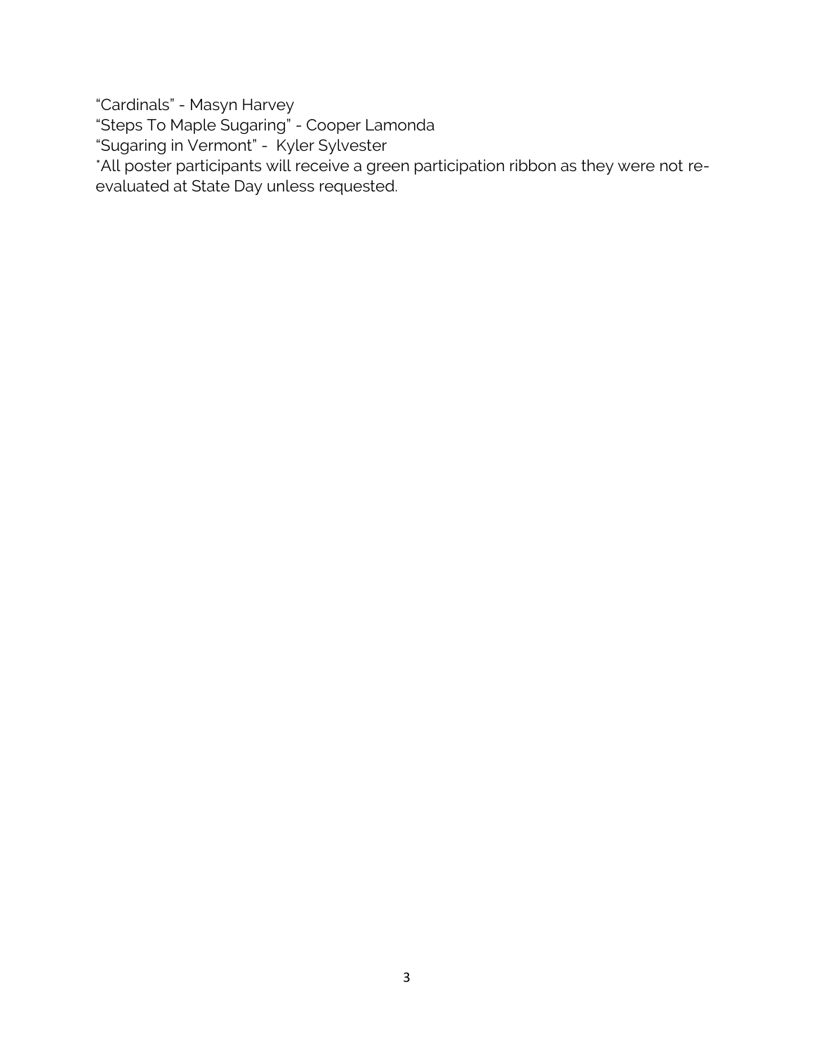"Cardinals" - Masyn Harvey
"Steps To Maple Sugaring" - Cooper Lamonda
"Sugaring in Vermont" - Kyler Sylvester
*All poster participants will receive a green participation ribbon as they were not re-evaluated at State Day unless requested.